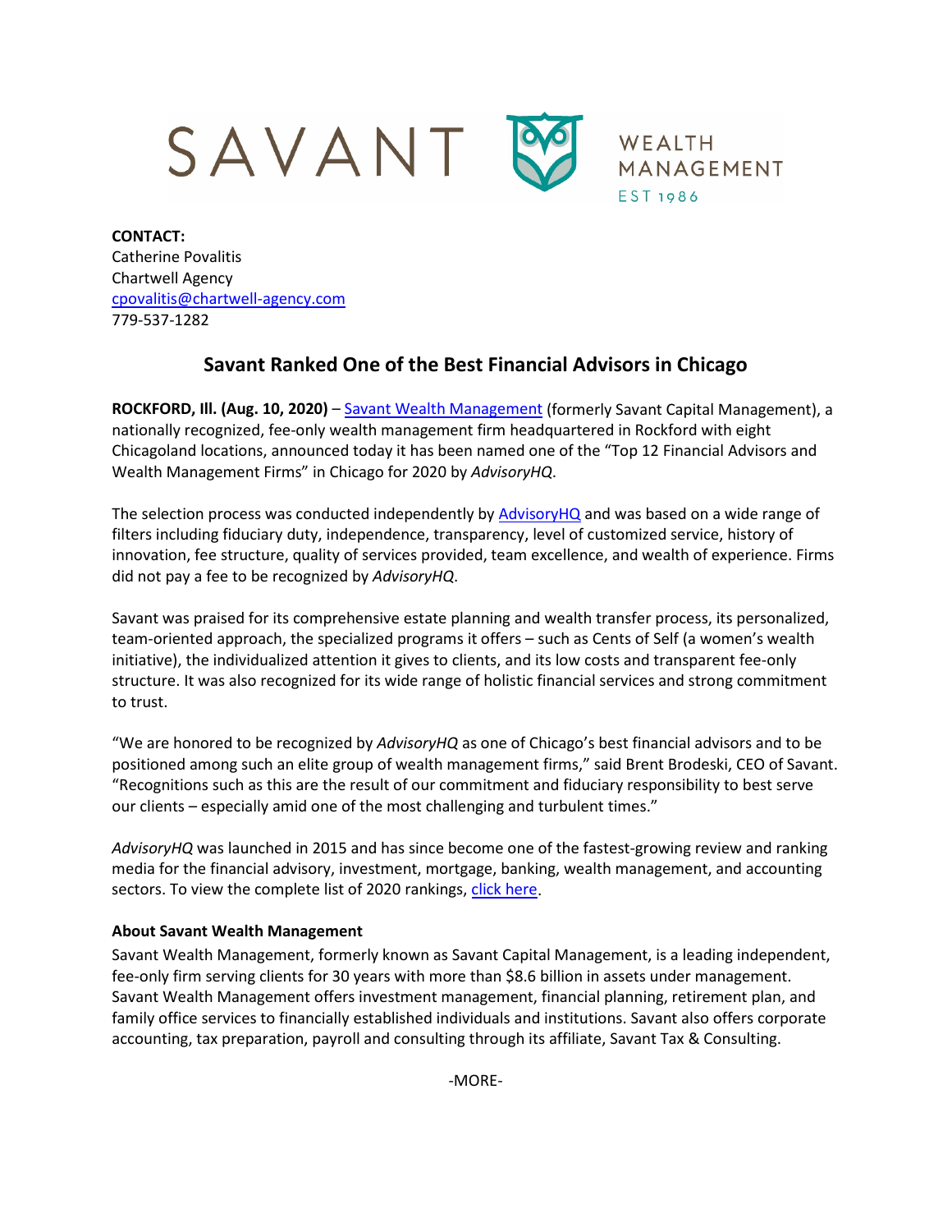SAVANT WEALTH MANAGEMENT EST 1986

**CONTACT:**
Catherine Povalitis
Chartwell Agency
cpovalitis@chartwell-agency.com
779-537-1282

# Savant Ranked One of the Best Financial Advisors in Chicago

**ROCKFORD, Ill. (Aug. 10, 2020)** – Savant Wealth Management (formerly Savant Capital Management), a nationally recognized, fee-only wealth management firm headquartered in Rockford with eight Chicagoland locations, announced today it has been named one of the "Top 12 Financial Advisors and Wealth Management Firms" in Chicago for 2020 by *AdvisoryHQ*.

The selection process was conducted independently by AdvisoryHQ and was based on a wide range of filters including fiduciary duty, independence, transparency, level of customized service, history of innovation, fee structure, quality of services provided, team excellence, and wealth of experience. Firms did not pay a fee to be recognized by *AdvisoryHQ*.

Savant was praised for its comprehensive estate planning and wealth transfer process, its personalized, team-oriented approach, the specialized programs it offers – such as Cents of Self (a women's wealth initiative), the individualized attention it gives to clients, and its low costs and transparent fee-only structure. It was also recognized for its wide range of holistic financial services and strong commitment to trust.

"We are honored to be recognized by *AdvisoryHQ* as one of Chicago's best financial advisors and to be positioned among such an elite group of wealth management firms," said Brent Brodeski, CEO of Savant. "Recognitions such as this are the result of our commitment and fiduciary responsibility to best serve our clients – especially amid one of the most challenging and turbulent times."

*AdvisoryHQ* was launched in 2015 and has since become one of the fastest-growing review and ranking media for the financial advisory, investment, mortgage, banking, wealth management, and accounting sectors. To view the complete list of 2020 rankings, click here.

**About Savant Wealth Management**
Savant Wealth Management, formerly known as Savant Capital Management, is a leading independent, fee-only firm serving clients for 30 years with more than $8.6 billion in assets under management. Savant Wealth Management offers investment management, financial planning, retirement plan, and family office services to financially established individuals and institutions. Savant also offers corporate accounting, tax preparation, payroll and consulting through its affiliate, Savant Tax & Consulting.

-MORE-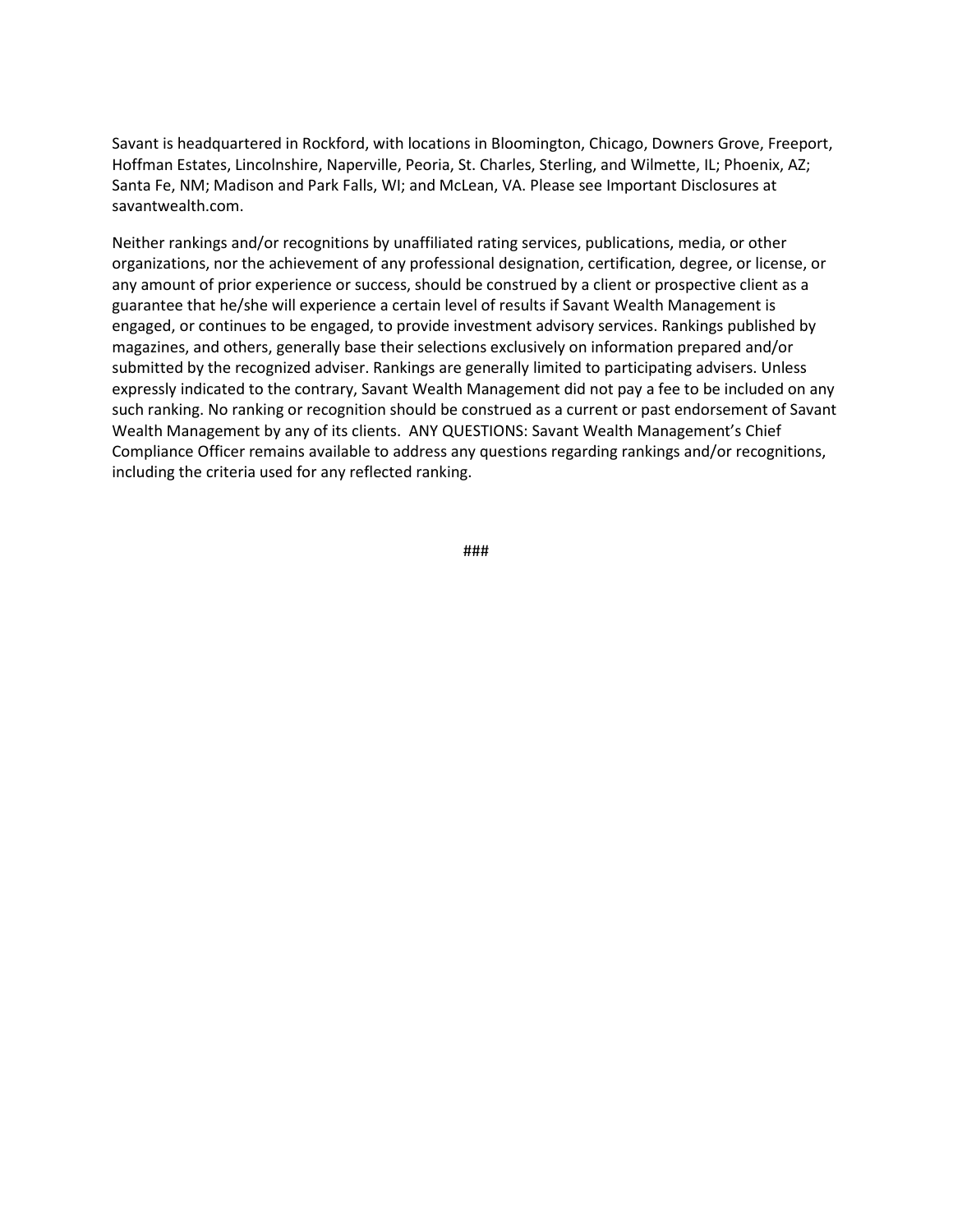Savant is headquartered in Rockford, with locations in Bloomington, Chicago, Downers Grove, Freeport, Hoffman Estates, Lincolnshire, Naperville, Peoria, St. Charles, Sterling, and Wilmette, IL; Phoenix, AZ; Santa Fe, NM; Madison and Park Falls, WI; and McLean, VA. Please see Important Disclosures at savantwealth.com.

Neither rankings and/or recognitions by unaffiliated rating services, publications, media, or other organizations, nor the achievement of any professional designation, certification, degree, or license, or any amount of prior experience or success, should be construed by a client or prospective client as a guarantee that he/she will experience a certain level of results if Savant Wealth Management is engaged, or continues to be engaged, to provide investment advisory services. Rankings published by magazines, and others, generally base their selections exclusively on information prepared and/or submitted by the recognized adviser. Rankings are generally limited to participating advisers. Unless expressly indicated to the contrary, Savant Wealth Management did not pay a fee to be included on any such ranking. No ranking or recognition should be construed as a current or past endorsement of Savant Wealth Management by any of its clients. ANY QUESTIONS: Savant Wealth Management's Chief Compliance Officer remains available to address any questions regarding rankings and/or recognitions, including the criteria used for any reflected ranking.

###